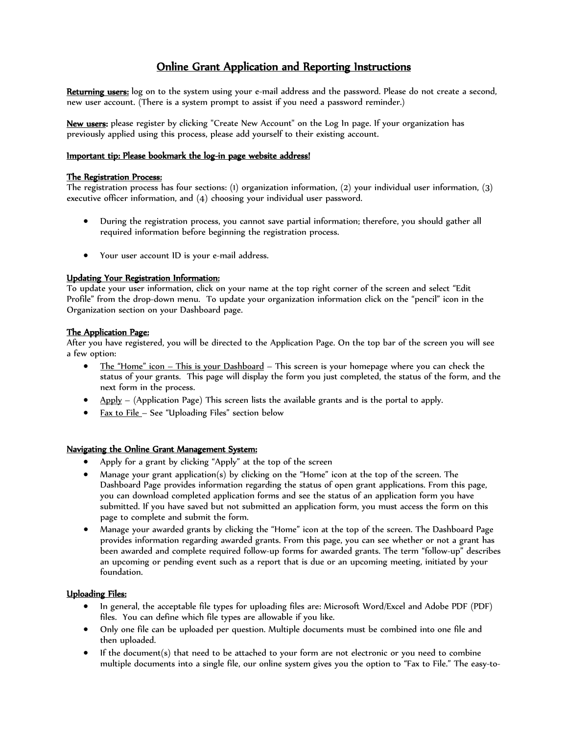# Online Grant Application and Reporting Instructions

**Returning users:** log on to the system using your e-mail address and the password. Please do not create a second, new user account. (There is a system prompt to assist if you need a password reminder.)

**New users:** please register by clicking "Create New Account" on the Log In page. If your organization has previously applied using this process, please add yourself to their existing account.

**Important tip: Please bookmark the log-in page website address!**

**The Registration Process:**
The registration process has four sections: (1) organization information, (2) your individual user information, (3) executive officer information, and (4) choosing your individual user password.

- During the registration process, you cannot save partial information; therefore, you should gather all required information before beginning the registration process.
- Your user account ID is your e-mail address.

**Updating Your Registration Information:**
To update your user information, click on your name at the top right corner of the screen and select "Edit Profile" from the drop-down menu. To update your organization information click on the "pencil" icon in the Organization section on your Dashboard page.

**The Application Page:**
After you have registered, you will be directed to the Application Page. On the top bar of the screen you will see a few option:

- The "Home" icon – This is your Dashboard – This screen is your homepage where you can check the status of your grants. This page will display the form you just completed, the status of the form, and the next form in the process.
- Apply – (Application Page) This screen lists the available grants and is the portal to apply.
- Fax to File – See "Uploading Files" section below

**Navigating the Online Grant Management System:**

- Apply for a grant by clicking "Apply" at the top of the screen
- Manage your grant application(s) by clicking on the "Home" icon at the top of the screen. The Dashboard Page provides information regarding the status of open grant applications. From this page, you can download completed application forms and see the status of an application form you have submitted. If you have saved but not submitted an application form, you must access the form on this page to complete and submit the form.
- Manage your awarded grants by clicking the "Home" icon at the top of the screen. The Dashboard Page provides information regarding awarded grants. From this page, you can see whether or not a grant has been awarded and complete required follow-up forms for awarded grants. The term "follow-up" describes an upcoming or pending event such as a report that is due or an upcoming meeting, initiated by your foundation.

**Uploading Files:**

- In general, the acceptable file types for uploading files are: Microsoft Word/Excel and Adobe PDF (PDF) files. You can define which file types are allowable if you like.
- Only one file can be uploaded per question. Multiple documents must be combined into one file and then uploaded.
- If the document(s) that need to be attached to your form are not electronic or you need to combine multiple documents into a single file, our online system gives you the option to "Fax to File." The easy-to-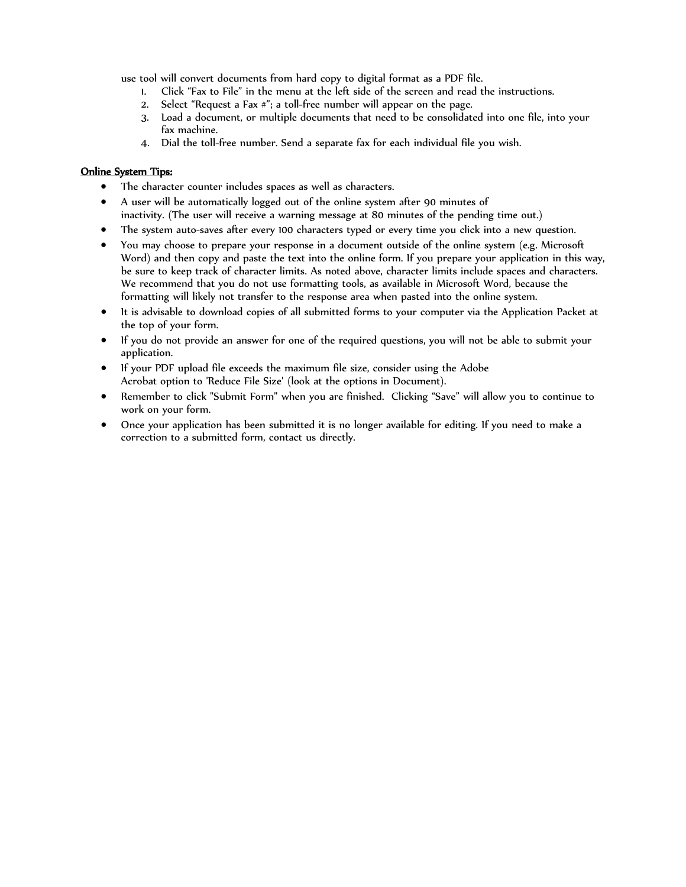use tool will convert documents from hard copy to digital format as a PDF file.

1. Click "Fax to File" in the menu at the left side of the screen and read the instructions.
2. Select "Request a Fax #"; a toll-free number will appear on the page.
3. Load a document, or multiple documents that need to be consolidated into one file, into your fax machine.
4. Dial the toll-free number. Send a separate fax for each individual file you wish.

**Online System Tips:**

- The character counter includes spaces as well as characters.
- A user will be automatically logged out of the online system after 90 minutes of inactivity. (The user will receive a warning message at 80 minutes of the pending time out.)
- The system auto-saves after every 100 characters typed or every time you click into a new question.
- You may choose to prepare your response in a document outside of the online system (e.g. Microsoft Word) and then copy and paste the text into the online form. If you prepare your application in this way, be sure to keep track of character limits. As noted above, character limits include spaces and characters. We recommend that you do not use formatting tools, as available in Microsoft Word, because the formatting will likely not transfer to the response area when pasted into the online system.
- It is advisable to download copies of all submitted forms to your computer via the Application Packet at the top of your form.
- If you do not provide an answer for one of the required questions, you will not be able to submit your application.
- If your PDF upload file exceeds the maximum file size, consider using the Adobe Acrobat option to 'Reduce File Size' (look at the options in Document).
- Remember to click "Submit Form" when you are finished. Clicking "Save" will allow you to continue to work on your form.
- Once your application has been submitted it is no longer available for editing. If you need to make a correction to a submitted form, contact us directly.